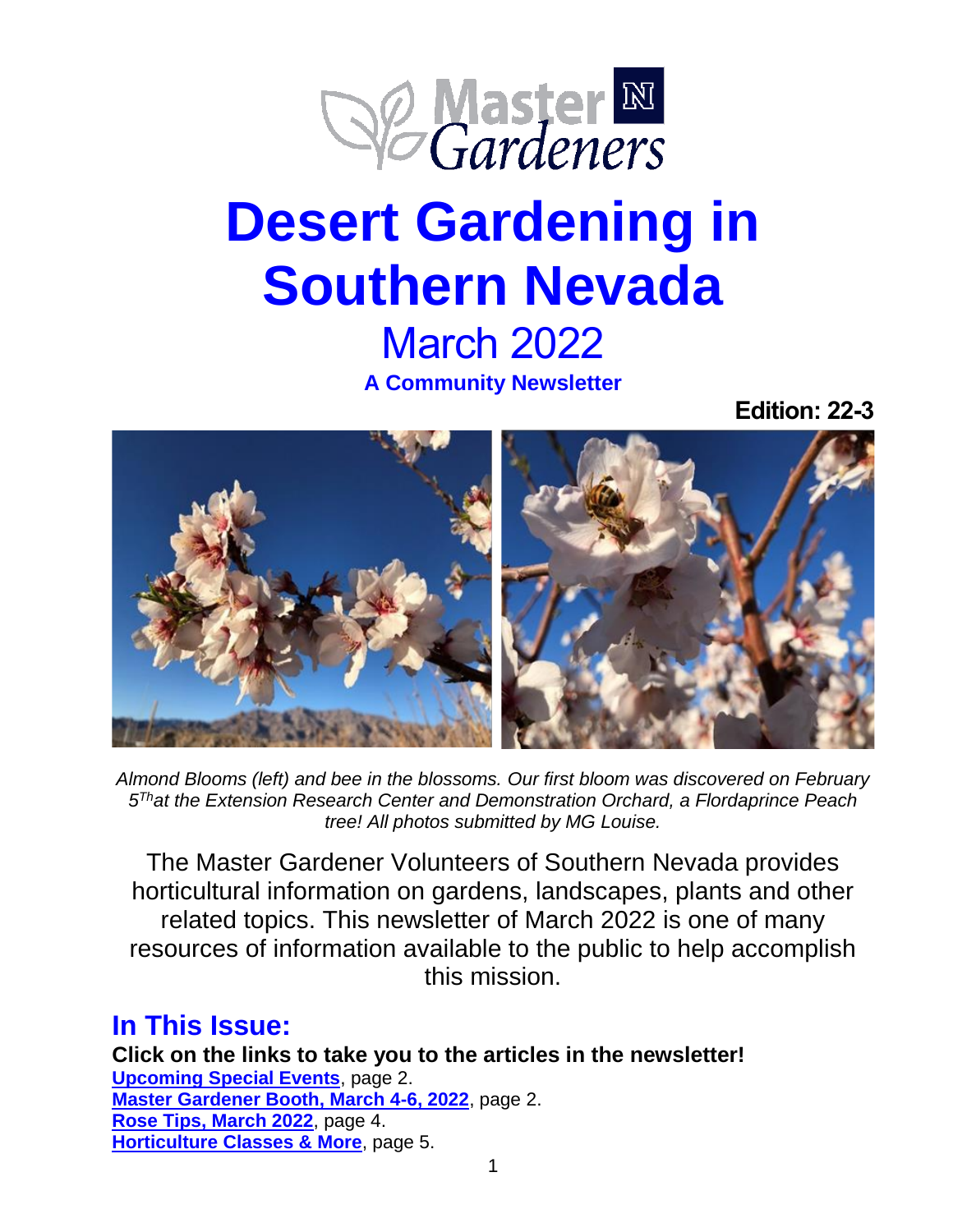Master Gardeners

# Desert Gardening in Southern Nevada

## March 2022

**A Community Newsletter**

**Edition: 22-3**

*Almond Blooms (left) and bee in the blossoms. Our first bloom was discovered on February 5Th at the Extension Research Center and Demonstration Orchard, a Flordaprince Peach tree! All photos submitted by MG Louise.*

The Master Gardener Volunteers of Southern Nevada provides horticultural information on gardens, landscapes, plants and other related topics. This newsletter of March 2022 is one of many resources of information available to the public to help accomplish this mission.

## In This Issue:

**Click on the links to take you to the articles in the newsletter!**

**Upcoming Special Events**, page 2.
**Master Gardener Booth, March 4-6, 2022**, page 2.
**Rose Tips, March 2022**, page 4.
**Horticulture Classes & More**, page 5.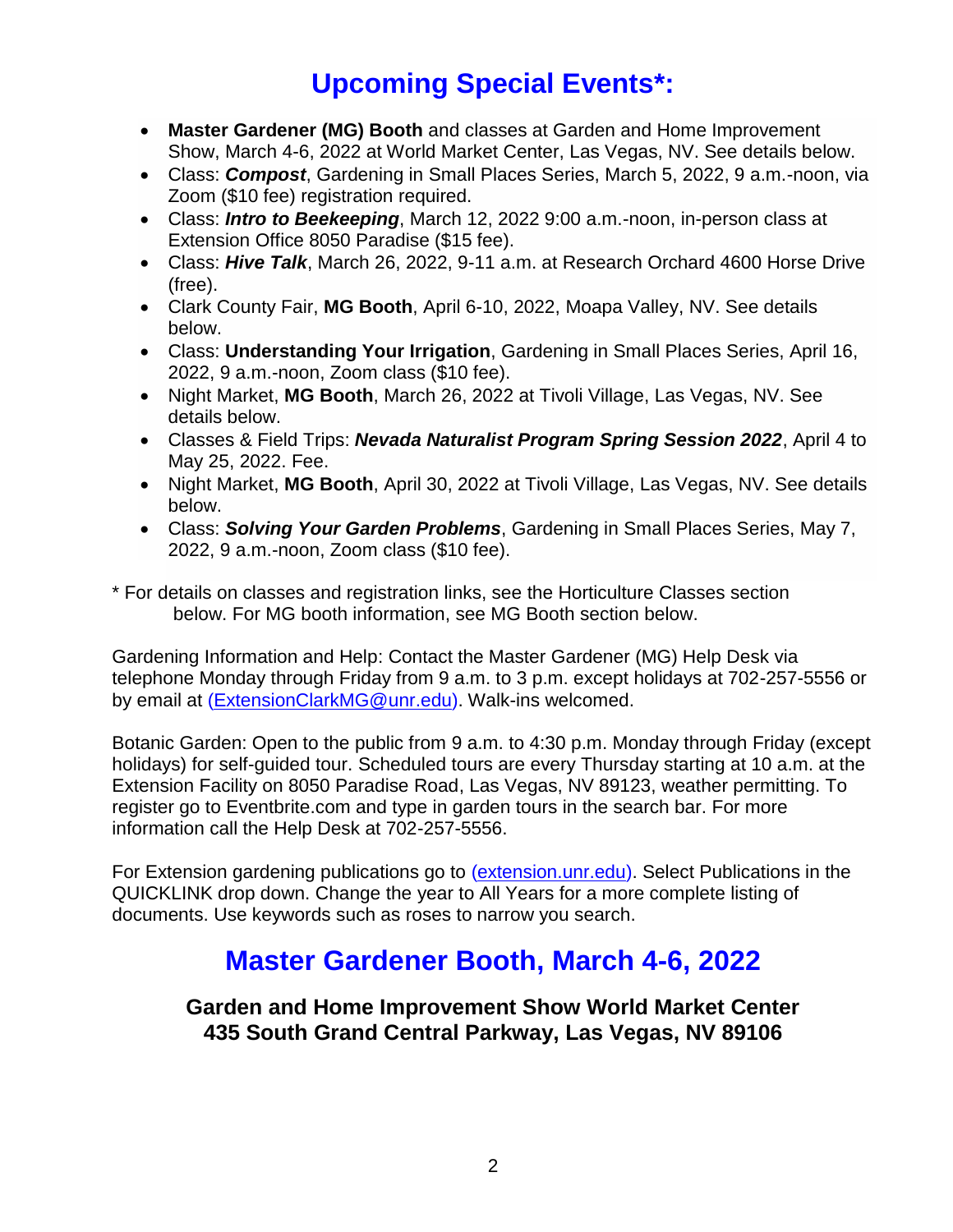# Upcoming Special Events*:

- **Master Gardener (MG) Booth** and classes at Garden and Home Improvement Show, March 4-6, 2022 at World Market Center, Las Vegas, NV. See details below.
- Class: ***Compost***, Gardening in Small Places Series, March 5, 2022, 9 a.m.-noon, via Zoom ($10 fee) registration required.
- Class: ***Intro to Beekeeping***, March 12, 2022 9:00 a.m.-noon, in-person class at Extension Office 8050 Paradise ($15 fee).
- Class: ***Hive Talk***, March 26, 2022, 9-11 a.m. at Research Orchard 4600 Horse Drive (free).
- Clark County Fair, **MG Booth**, April 6-10, 2022, Moapa Valley, NV. See details below.
- Class: **Understanding Your Irrigation**, Gardening in Small Places Series, April 16, 2022, 9 a.m.-noon, Zoom class ($10 fee).
- Night Market, **MG Booth**, March 26, 2022 at Tivoli Village, Las Vegas, NV. See details below.
- Classes & Field Trips: ***Nevada Naturalist Program Spring Session 2022***, April 4 to May 25, 2022. Fee.
- Night Market, **MG Booth**, April 30, 2022 at Tivoli Village, Las Vegas, NV. See details below.
- Class: ***Solving Your Garden Problems***, Gardening in Small Places Series, May 7, 2022, 9 a.m.-noon, Zoom class ($10 fee).

* For details on classes and registration links, see the Horticulture Classes section below. For MG booth information, see MG Booth section below.

Gardening Information and Help: Contact the Master Gardener (MG) Help Desk via telephone Monday through Friday from 9 a.m. to 3 p.m. except holidays at 702-257-5556 or by email at (ExtensionClarkMG@unr.edu). Walk-ins welcomed.

Botanic Garden: Open to the public from 9 a.m. to 4:30 p.m. Monday through Friday (except holidays) for self-guided tour. Scheduled tours are every Thursday starting at 10 a.m. at the Extension Facility on 8050 Paradise Road, Las Vegas, NV 89123, weather permitting. To register go to Eventbrite.com and type in garden tours in the search bar. For more information call the Help Desk at 702-257-5556.

For Extension gardening publications go to (extension.unr.edu). Select Publications in the QUICKLINK drop down. Change the year to All Years for a more complete listing of documents. Use keywords such as roses to narrow you search.

# Master Gardener Booth, March 4-6, 2022

**Garden and Home Improvement Show World Market Center**
**435 South Grand Central Parkway, Las Vegas, NV 89106**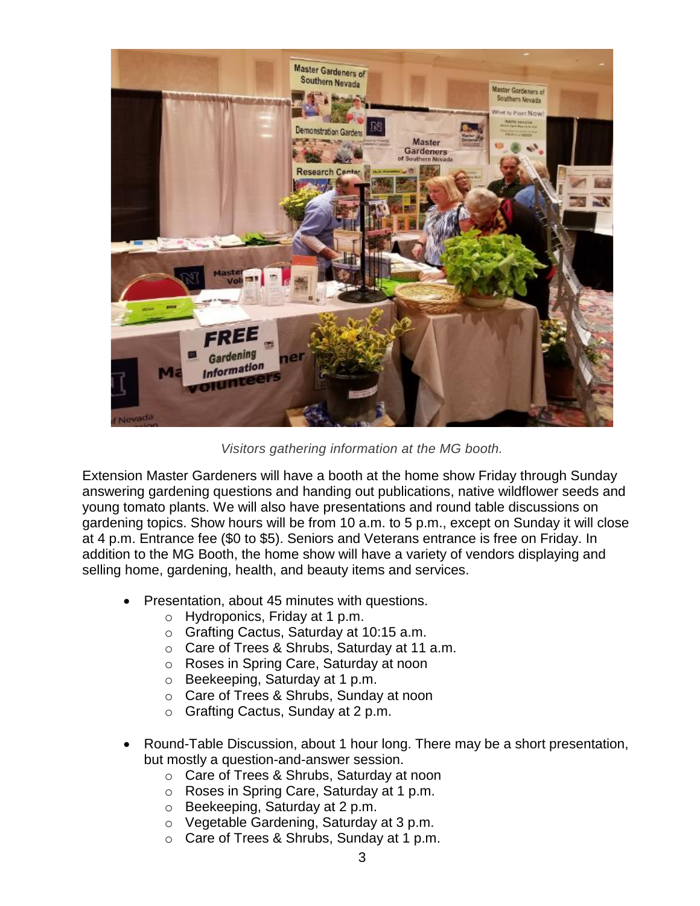*Visitors gathering information at the MG booth.*

Extension Master Gardeners will have a booth at the home show Friday through Sunday answering gardening questions and handing out publications, native wildflower seeds and young tomato plants. We will also have presentations and round table discussions on gardening topics. Show hours will be from 10 a.m. to 5 p.m., except on Sunday it will close at 4 p.m. Entrance fee ($0 to $5). Seniors and Veterans entrance is free on Friday. In addition to the MG Booth, the home show will have a variety of vendors displaying and selling home, gardening, health, and beauty items and services.

- Presentation, about 45 minutes with questions.
  - Hydroponics, Friday at 1 p.m.
  - Grafting Cactus, Saturday at 10:15 a.m.
  - Care of Trees & Shrubs, Saturday at 11 a.m.
  - Roses in Spring Care, Saturday at noon
  - Beekeeping, Saturday at 1 p.m.
  - Care of Trees & Shrubs, Sunday at noon
  - Grafting Cactus, Sunday at 2 p.m.

- Round-Table Discussion, about 1 hour long. There may be a short presentation, but mostly a question-and-answer session.
  - Care of Trees & Shrubs, Saturday at noon
  - Roses in Spring Care, Saturday at 1 p.m.
  - Beekeeping, Saturday at 2 p.m.
  - Vegetable Gardening, Saturday at 3 p.m.
  - Care of Trees & Shrubs, Sunday at 1 p.m.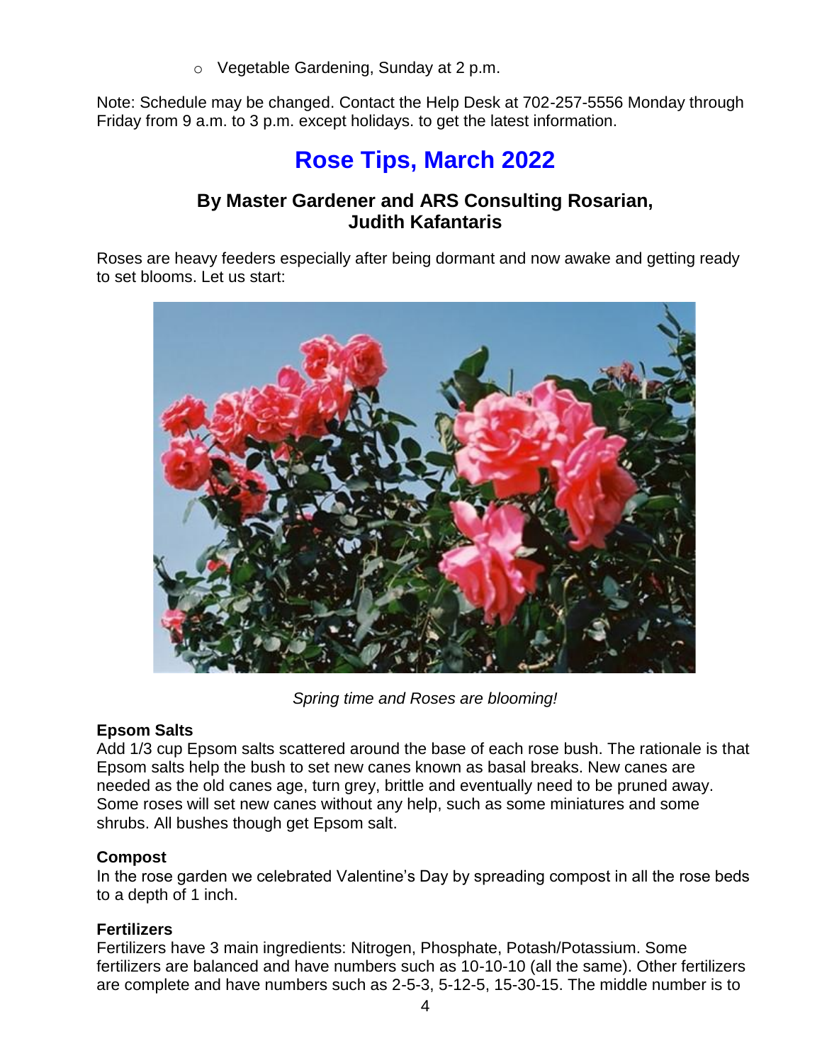- Vegetable Gardening, Sunday at 2 p.m.

Note: Schedule may be changed. Contact the Help Desk at 702-257-5556 Monday through Friday from 9 a.m. to 3 p.m. except holidays. to get the latest information.

# Rose Tips, March 2022

### By Master Gardener and ARS Consulting Rosarian, Judith Kafantaris

Roses are heavy feeders especially after being dormant and now awake and getting ready to set blooms. Let us start:

*Spring time and Roses are blooming!*

**Epsom Salts**
Add 1/3 cup Epsom salts scattered around the base of each rose bush. The rationale is that Epsom salts help the bush to set new canes known as basal breaks. New canes are needed as the old canes age, turn grey, brittle and eventually need to be pruned away. Some roses will set new canes without any help, such as some miniatures and some shrubs. All bushes though get Epsom salt.

**Compost**
In the rose garden we celebrated Valentine's Day by spreading compost in all the rose beds to a depth of 1 inch.

**Fertilizers**
Fertilizers have 3 main ingredients: Nitrogen, Phosphate, Potash/Potassium. Some fertilizers are balanced and have numbers such as 10-10-10 (all the same). Other fertilizers are complete and have numbers such as 2-5-3, 5-12-5, 15-30-15. The middle number is to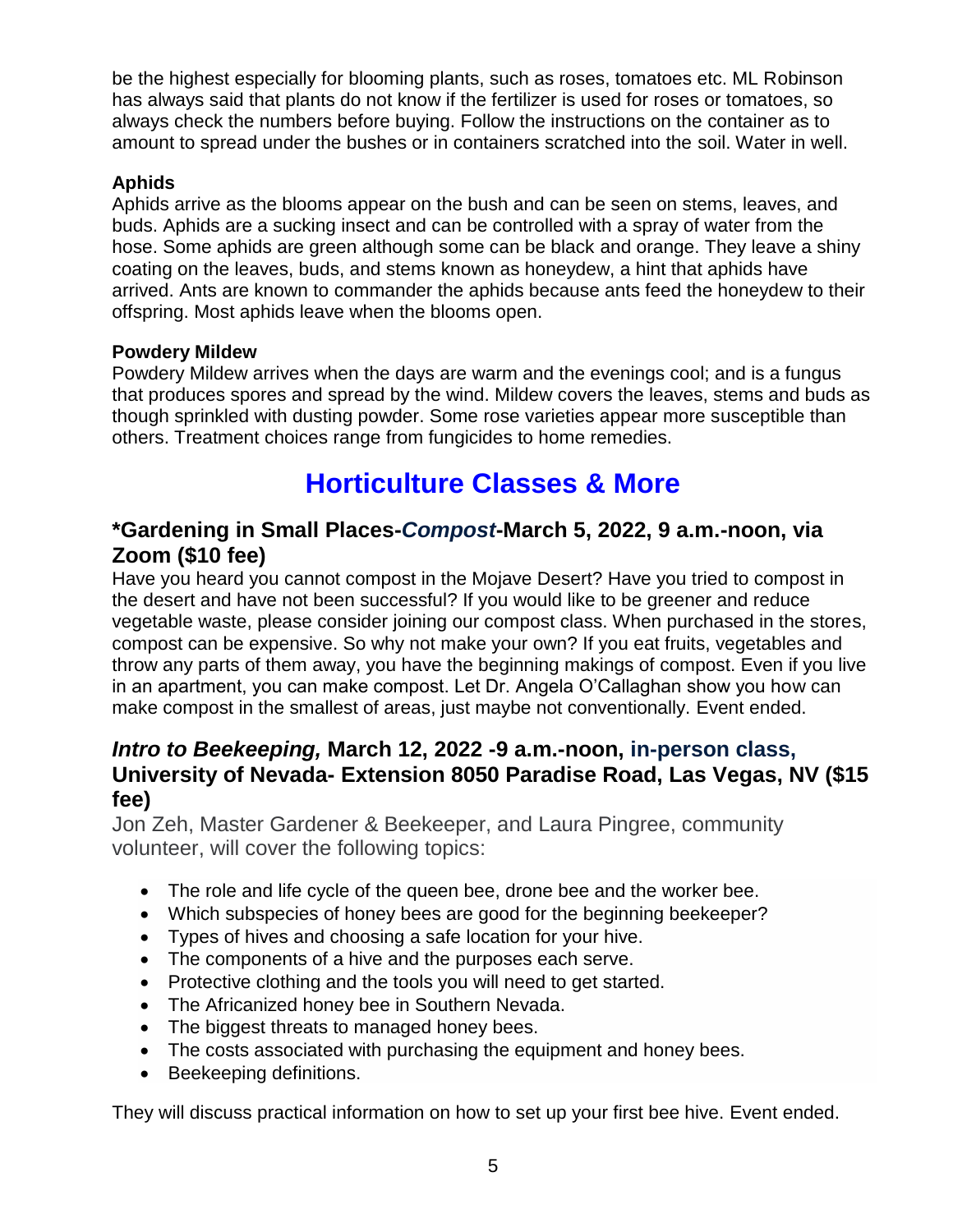be the highest especially for blooming plants, such as roses, tomatoes etc. ML Robinson has always said that plants do not know if the fertilizer is used for roses or tomatoes, so always check the numbers before buying. Follow the instructions on the container as to amount to spread under the bushes or in containers scratched into the soil. Water in well.

**Aphids**

Aphids arrive as the blooms appear on the bush and can be seen on stems, leaves, and buds. Aphids are a sucking insect and can be controlled with a spray of water from the hose. Some aphids are green although some can be black and orange. They leave a shiny coating on the leaves, buds, and stems known as honeydew, a hint that aphids have arrived. Ants are known to commander the aphids because ants feed the honeydew to their offspring. Most aphids leave when the blooms open.

**Powdery Mildew**

Powdery Mildew arrives when the days are warm and the evenings cool; and is a fungus that produces spores and spread by the wind. Mildew covers the leaves, stems and buds as though sprinkled with dusting powder. Some rose varieties appear more susceptible than others. Treatment choices range from fungicides to home remedies.

# Horticulture Classes & More

## *Gardening in Small Places-*Compost*-March 5, 2022, 9 a.m.-noon, via Zoom ($10 fee)

Have you heard you cannot compost in the Mojave Desert? Have you tried to compost in the desert and have not been successful? If you would like to be greener and reduce vegetable waste, please consider joining our compost class. When purchased in the stores, compost can be expensive. So why not make your own? If you eat fruits, vegetables and throw any parts of them away, you have the beginning makings of compost. Even if you live in an apartment, you can make compost. Let Dr. Angela O'Callaghan show you how can make compost in the smallest of areas, just maybe not conventionally. Event ended.

## *Intro to Beekeeping,* March 12, 2022 -9 a.m.-noon, in-person class, University of Nevada- Extension 8050 Paradise Road, Las Vegas, NV ($15 fee)

Jon Zeh, Master Gardener & Beekeeper, and Laura Pingree, community volunteer, will cover the following topics:

- The role and life cycle of the queen bee, drone bee and the worker bee.
- Which subspecies of honey bees are good for the beginning beekeeper?
- Types of hives and choosing a safe location for your hive.
- The components of a hive and the purposes each serve.
- Protective clothing and the tools you will need to get started.
- The Africanized honey bee in Southern Nevada.
- The biggest threats to managed honey bees.
- The costs associated with purchasing the equipment and honey bees.
- Beekeeping definitions.

They will discuss practical information on how to set up your first bee hive. Event ended.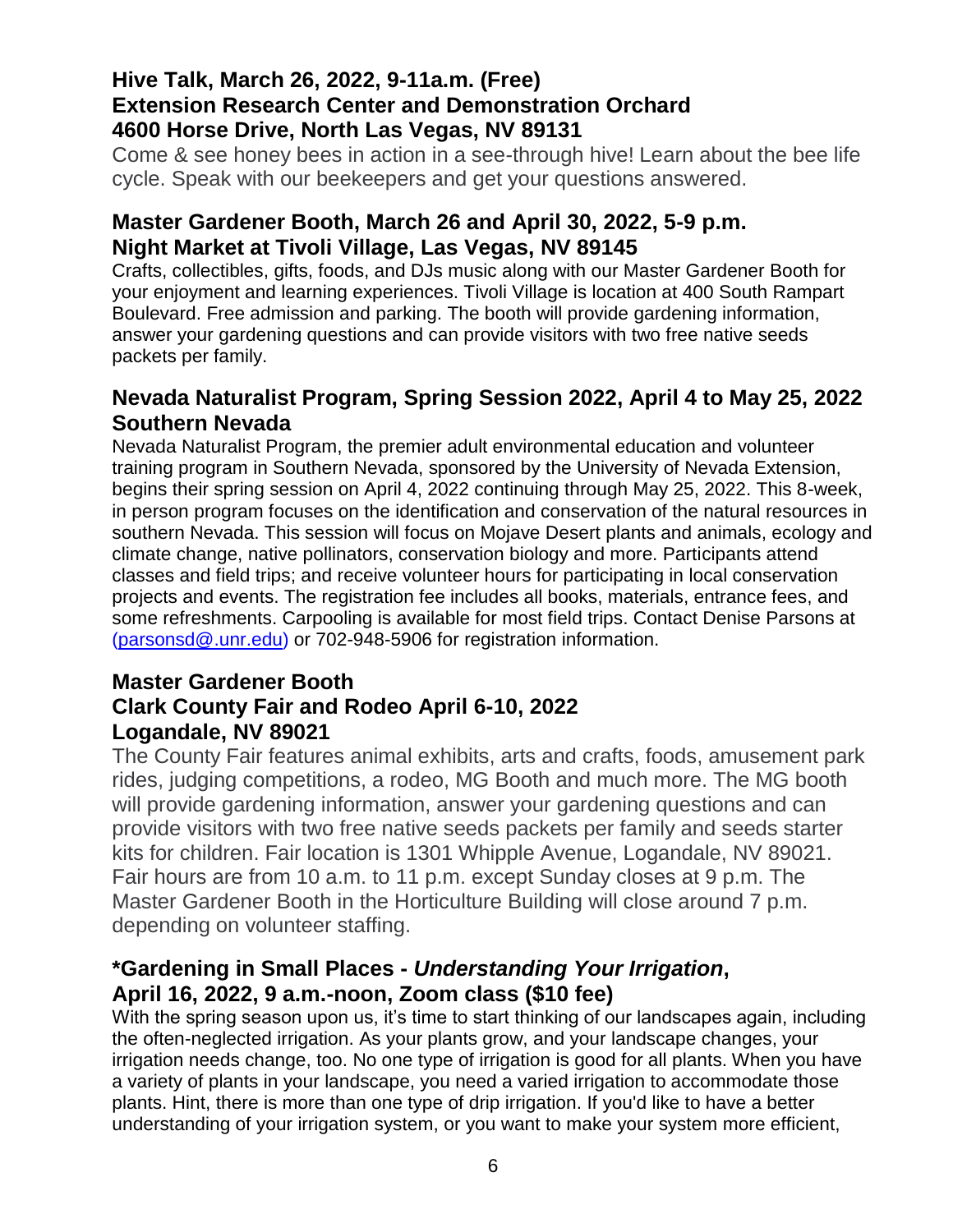## Hive Talk, March 26, 2022, 9-11a.m. (Free)
## Extension Research Center and Demonstration Orchard
## 4600 Horse Drive, North Las Vegas, NV 89131

Come & see honey bees in action in a see-through hive! Learn about the bee life cycle. Speak with our beekeepers and get your questions answered.

## Master Gardener Booth, March 26 and April 30, 2022, 5-9 p.m.
## Night Market at Tivoli Village, Las Vegas, NV 89145

Crafts, collectibles, gifts, foods, and DJs music along with our Master Gardener Booth for your enjoyment and learning experiences. Tivoli Village is location at 400 South Rampart Boulevard. Free admission and parking. The booth will provide gardening information, answer your gardening questions and can provide visitors with two free native seeds packets per family.

## Nevada Naturalist Program, Spring Session 2022, April 4 to May 25, 2022
## Southern Nevada

Nevada Naturalist Program, the premier adult environmental education and volunteer training program in Southern Nevada, sponsored by the University of Nevada Extension, begins their spring session on April 4, 2022 continuing through May 25, 2022. This 8-week, in person program focuses on the identification and conservation of the natural resources in southern Nevada. This session will focus on Mojave Desert plants and animals, ecology and climate change, native pollinators, conservation biology and more. Participants attend classes and field trips; and receive volunteer hours for participating in local conservation projects and events. The registration fee includes all books, materials, entrance fees, and some refreshments. Carpooling is available for most field trips. Contact Denise Parsons at (parsonsd@.unr.edu) or 702-948-5906 for registration information.

## Master Gardener Booth
## Clark County Fair and Rodeo April 6-10, 2022
## Logandale, NV 89021

The County Fair features animal exhibits, arts and crafts, foods, amusement park rides, judging competitions, a rodeo, MG Booth and much more. The MG booth will provide gardening information, answer your gardening questions and can provide visitors with two free native seeds packets per family and seeds starter kits for children. Fair location is 1301 Whipple Avenue, Logandale, NV 89021. Fair hours are from 10 a.m. to 11 p.m. except Sunday closes at 9 p.m. The Master Gardener Booth in the Horticulture Building will close around 7 p.m. depending on volunteer staffing.

## *Gardening in Small Places - *Understanding Your Irrigation*, April 16, 2022, 9 a.m.-noon, Zoom class ($10 fee)

With the spring season upon us, it's time to start thinking of our landscapes again, including the often-neglected irrigation. As your plants grow, and your landscape changes, your irrigation needs change, too. No one type of irrigation is good for all plants. When you have a variety of plants in your landscape, you need a varied irrigation to accommodate those plants. Hint, there is more than one type of drip irrigation. If you'd like to have a better understanding of your irrigation system, or you want to make your system more efficient,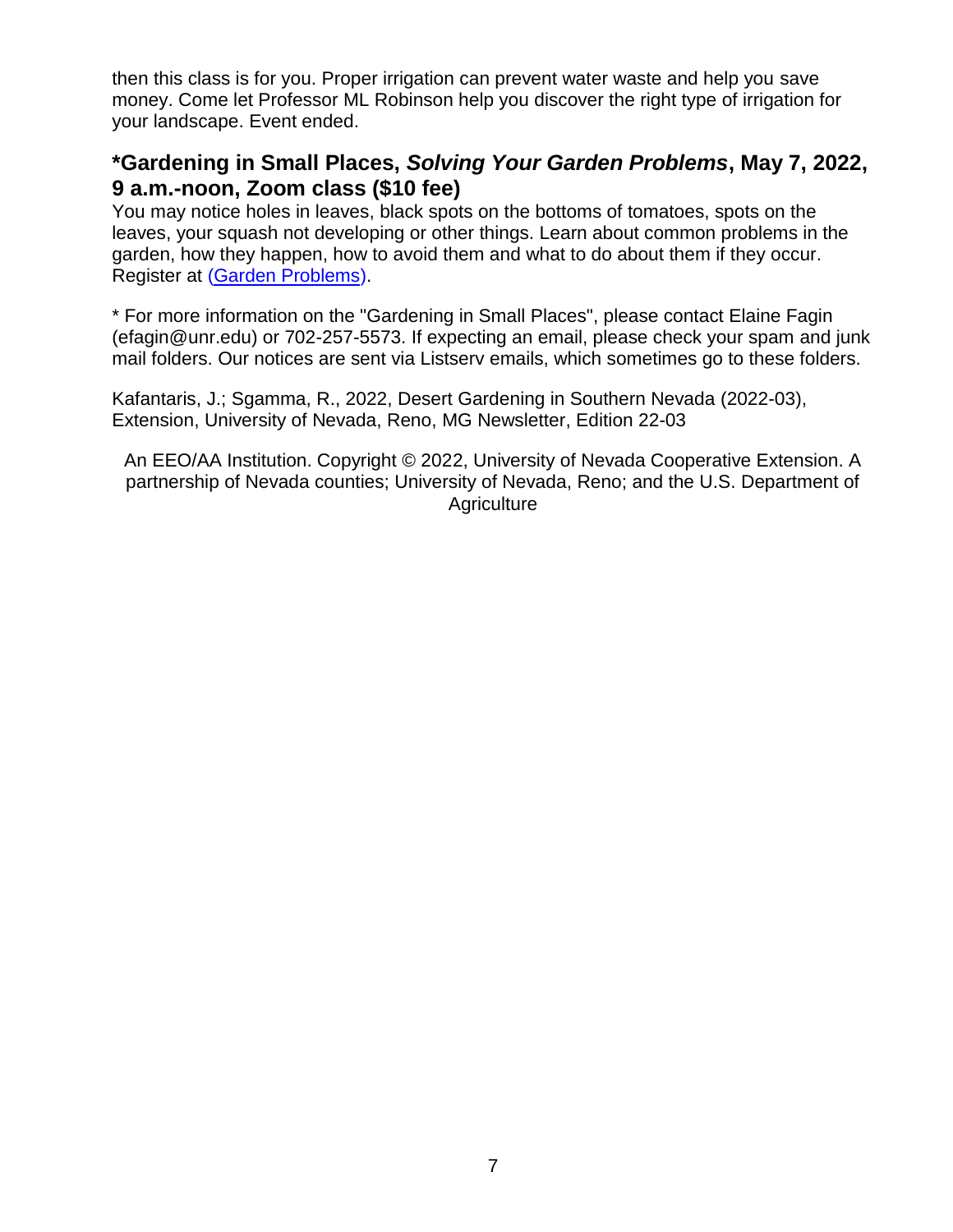then this class is for you. Proper irrigation can prevent water waste and help you save money. Come let Professor ML Robinson help you discover the right type of irrigation for your landscape. Event ended.

### *Gardening in Small Places, *Solving Your Garden Problems*, May 7, 2022, 9 a.m.-noon, Zoom class ($10 fee)

You may notice holes in leaves, black spots on the bottoms of tomatoes, spots on the leaves, your squash not developing or other things. Learn about common problems in the garden, how they happen, how to avoid them and what to do about them if they occur. Register at (Garden Problems).

* For more information on the "Gardening in Small Places", please contact Elaine Fagin (efagin@unr.edu) or 702-257-5573. If expecting an email, please check your spam and junk mail folders. Our notices are sent via Listserv emails, which sometimes go to these folders.

Kafantaris, J.; Sgamma, R., 2022, Desert Gardening in Southern Nevada (2022-03), Extension, University of Nevada, Reno, MG Newsletter, Edition 22-03

An EEO/AA Institution. Copyright © 2022, University of Nevada Cooperative Extension. A partnership of Nevada counties; University of Nevada, Reno; and the U.S. Department of Agriculture